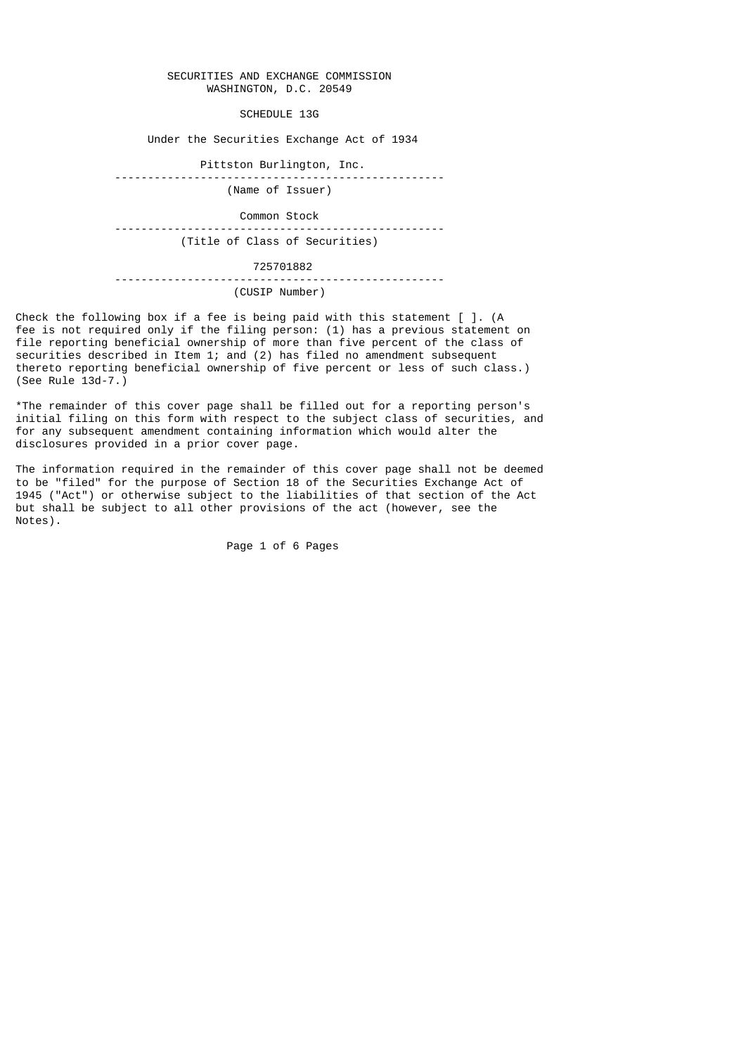SECURITIES AND EXCHANGE COMMISSION
WASHINGTON, D.C. 20549

SCHEDULE 13G

Under the Securities Exchange Act of 1934

Pittston Burlington, Inc.

---

(Name of Issuer)

Common Stock

---

(Title of Class of Securities)

725701882

---

(CUSIP Number)

Check the following box if a fee is being paid with this statement [ ]. (A fee is not required only if the filing person: (1) has a previous statement on file reporting beneficial ownership of more than five percent of the class of securities described in Item 1; and (2) has filed no amendment subsequent thereto reporting beneficial ownership of five percent or less of such class.) (See Rule 13d-7.)

*The remainder of this cover page shall be filled out for a reporting person's initial filing on this form with respect to the subject class of securities, and for any subsequent amendment containing information which would alter the disclosures provided in a prior cover page.

The information required in the remainder of this cover page shall not be deemed to be "filed" for the purpose of Section 18 of the Securities Exchange Act of 1945 ("Act") or otherwise subject to the liabilities of that section of the Act but shall be subject to all other provisions of the act (however, see the Notes).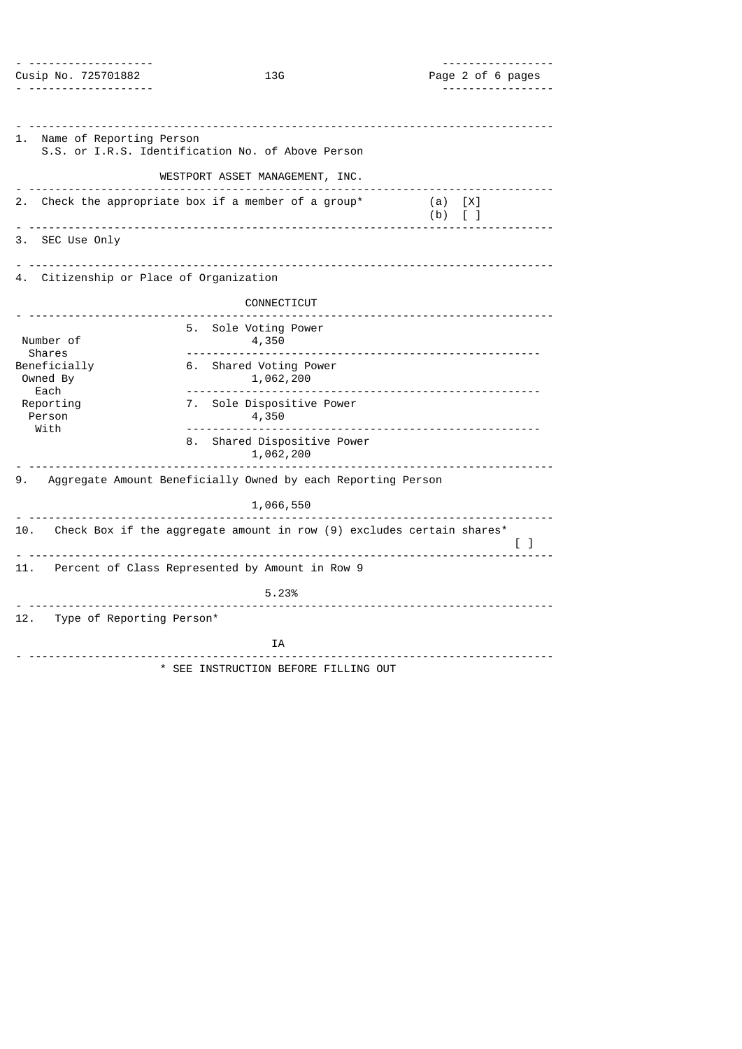Cusip No. 725701882 | 13G

1. Name of Reporting Person
   S.S. or I.R.S. Identification No. of Above Person

   WESTPORT ASSET MANAGEMENT, INC.

2. Check the appropriate box if a member of a group*
   (a) [X]
   (b) [ ]

3. SEC Use Only

4. Citizenship or Place of Organization

   CONNECTICUT

| Number of Shares Beneficially Owned By Each Reporting Person With | |
|---|---|
| | 5. Sole Voting Power<br>4,350 |
| | 6. Shared Voting Power<br>1,062,200 |
| | 7. Sole Dispositive Power<br>4,350 |
| | 8. Shared Dispositive Power<br>1,062,200 |

9. Aggregate Amount Beneficially Owned by each Reporting Person

   1,066,550

10. Check Box if the aggregate amount in row (9) excludes certain shares* [ ]

11. Percent of Class Represented by Amount in Row 9

    5.23%

12. Type of Reporting Person*

    IA

\* SEE INSTRUCTION BEFORE FILLING OUT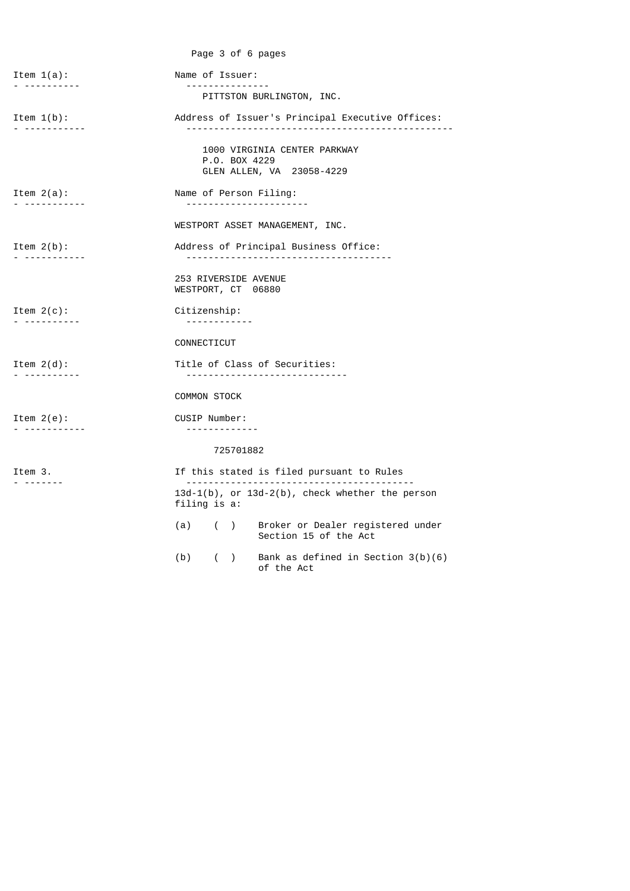**Item 1(a):** Name of Issuer:

PITTSTON BURLINGTON, INC.

**Item 1(b):** Address of Issuer's Principal Executive Offices:

1000 VIRGINIA CENTER PARKWAY
P.O. BOX 4229
GLEN ALLEN, VA 23058-4229

**Item 2(a):** Name of Person Filing:

WESTPORT ASSET MANAGEMENT, INC.

**Item 2(b):** Address of Principal Business Office:

253 RIVERSIDE AVENUE
WESTPORT, CT 06880

**Item 2(c):** Citizenship:

CONNECTICUT

**Item 2(d):** Title of Class of Securities:

COMMON STOCK

**Item 2(e):** CUSIP Number:

725701882

**Item 3.** If this stated is filed pursuant to Rules 13d-1(b), or 13d-2(b), check whether the person filing is a:

(a) ( ) Broker or Dealer registered under Section 15 of the Act

(b) ( ) Bank as defined in Section 3(b)(6) of the Act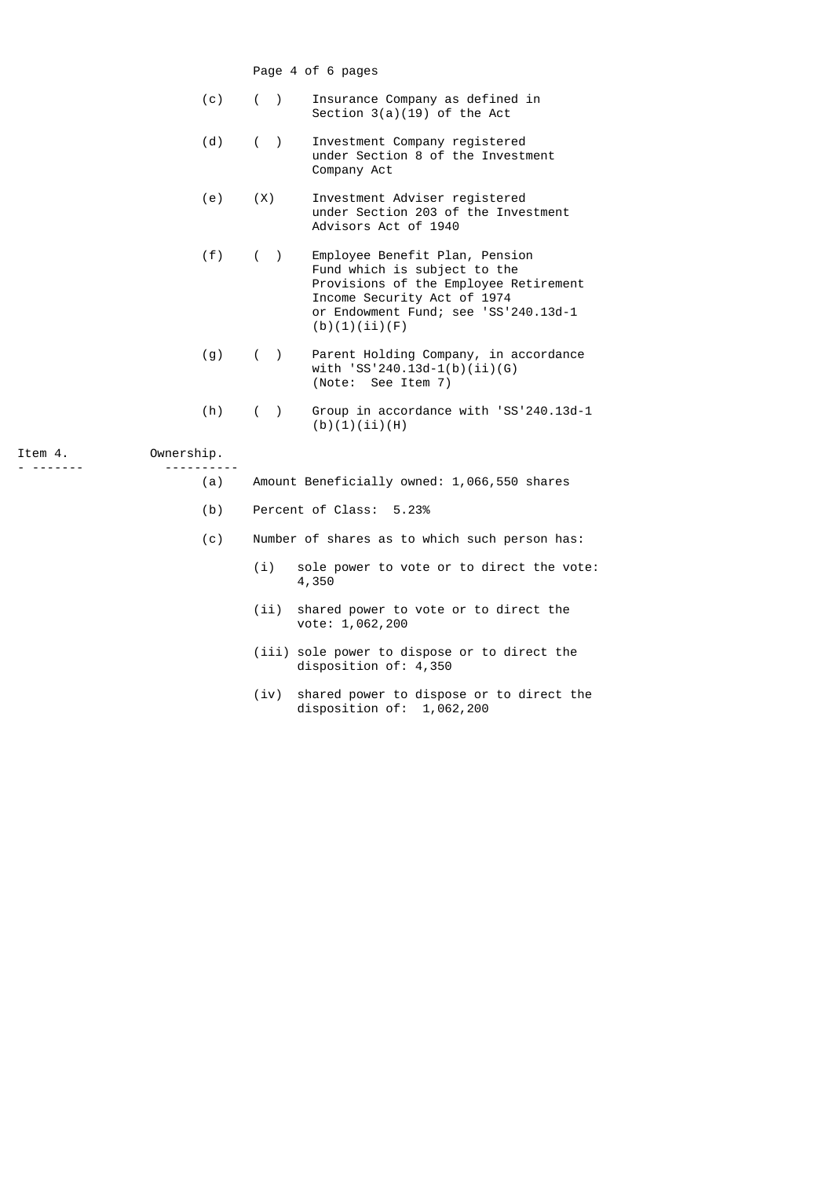(c) ( ) Insurance Company as defined in Section 3(a)(19) of the Act

(d) ( ) Investment Company registered under Section 8 of the Investment Company Act

(e) (X) Investment Adviser registered under Section 203 of the Investment Advisors Act of 1940

(f) ( ) Employee Benefit Plan, Pension Fund which is subject to the Provisions of the Employee Retirement Income Security Act of 1974 or Endowment Fund; see 'SS'240.13d-1 (b)(1)(ii)(F)

(g) ( ) Parent Holding Company, in accordance with 'SS'240.13d-1(b)(ii)(G) (Note: See Item 7)

(h) ( ) Group in accordance with 'SS'240.13d-1 (b)(1)(ii)(H)

Item 4. Ownership.

(a) Amount Beneficially owned: 1,066,550 shares

(b) Percent of Class: 5.23%

(c) Number of shares as to which such person has:

(i) sole power to vote or to direct the vote: 4,350

(ii) shared power to vote or to direct the vote: 1,062,200

(iii) sole power to dispose or to direct the disposition of: 4,350

(iv) shared power to dispose or to direct the disposition of: 1,062,200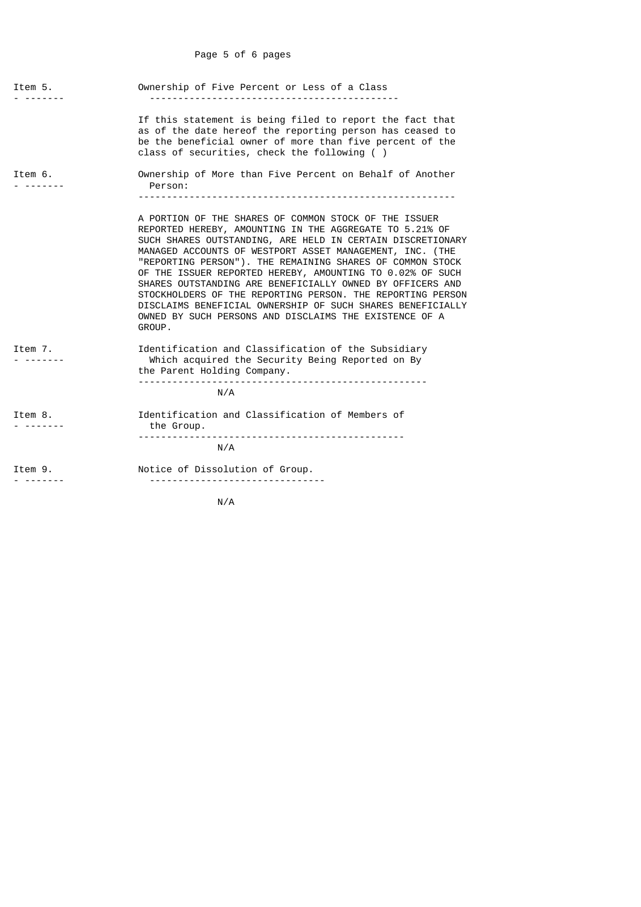**Item 5.** Ownership of Five Percent or Less of a Class

If this statement is being filed to report the fact that as of the date hereof the reporting person has ceased to be the beneficial owner of more than five percent of the class of securities, check the following ( )

**Item 6.** Ownership of More than Five Percent on Behalf of Another Person:

A PORTION OF THE SHARES OF COMMON STOCK OF THE ISSUER REPORTED HEREBY, AMOUNTING IN THE AGGREGATE TO 5.21% OF SUCH SHARES OUTSTANDING, ARE HELD IN CERTAIN DISCRETIONARY MANAGED ACCOUNTS OF WESTPORT ASSET MANAGEMENT, INC. (THE "REPORTING PERSON"). THE REMAINING SHARES OF COMMON STOCK OF THE ISSUER REPORTED HEREBY, AMOUNTING TO 0.02% OF SUCH SHARES OUTSTANDING ARE BENEFICIALLY OWNED BY OFFICERS AND STOCKHOLDERS OF THE REPORTING PERSON. THE REPORTING PERSON DISCLAIMS BENEFICIAL OWNERSHIP OF SUCH SHARES BENEFICIALLY OWNED BY SUCH PERSONS AND DISCLAIMS THE EXISTENCE OF A GROUP.

**Item 7.** Identification and Classification of the Subsidiary Which acquired the Security Being Reported on By the Parent Holding Company.

N/A

**Item 8.** Identification and Classification of Members of the Group.

N/A

**Item 9.** Notice of Dissolution of Group.

N/A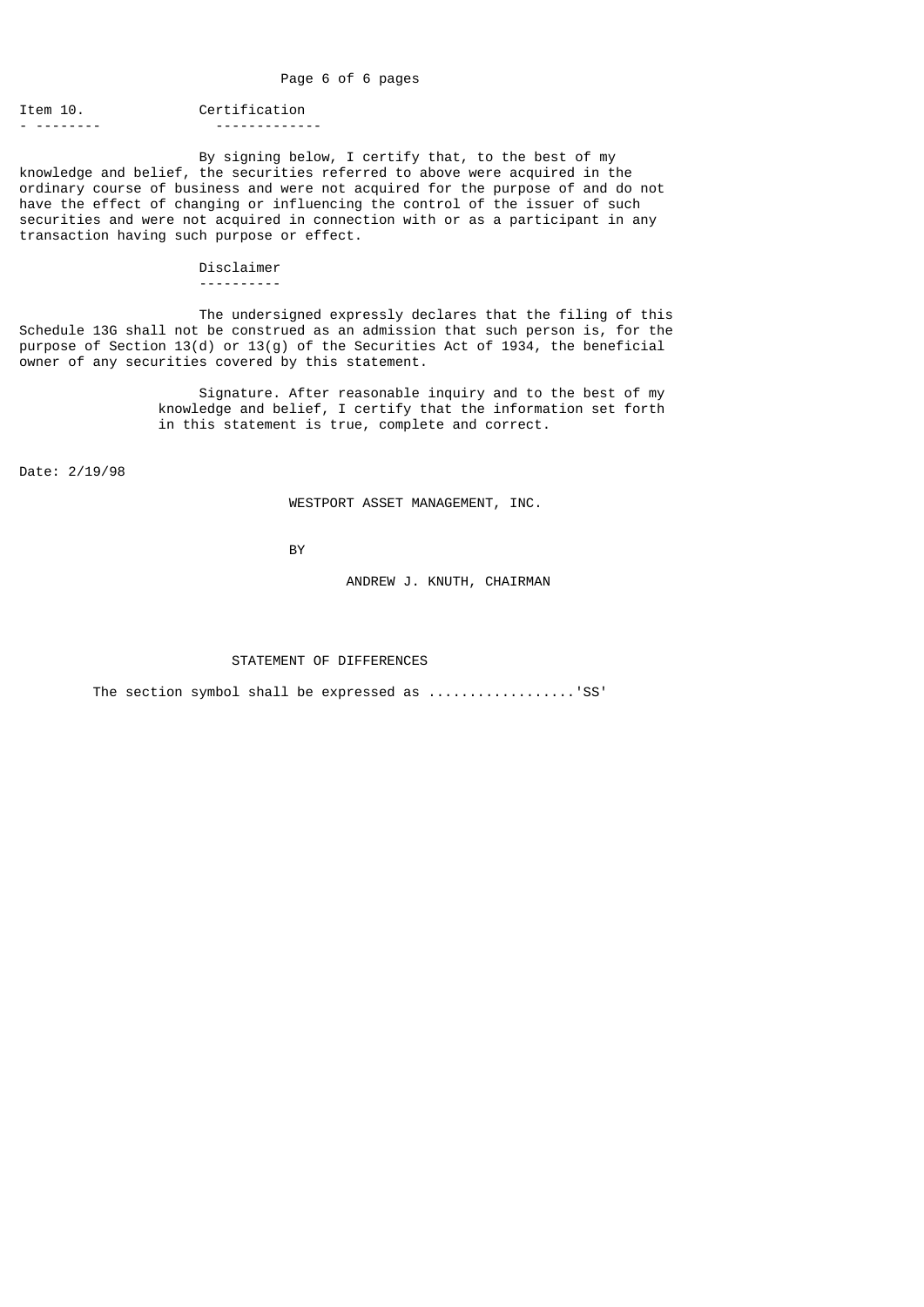Item 10. Certification

By signing below, I certify that, to the best of my knowledge and belief, the securities referred to above were acquired in the ordinary course of business and were not acquired for the purpose of and do not have the effect of changing or influencing the control of the issuer of such securities and were not acquired in connection with or as a participant in any transaction having such purpose or effect.

Disclaimer

The undersigned expressly declares that the filing of this Schedule 13G shall not be construed as an admission that such person is, for the purpose of Section 13(d) or 13(g) of the Securities Act of 1934, the beneficial owner of any securities covered by this statement.

Signature. After reasonable inquiry and to the best of my knowledge and belief, I certify that the information set forth in this statement is true, complete and correct.

Date: 2/19/98

WESTPORT ASSET MANAGEMENT, INC.

BY

ANDREW J. KNUTH, CHAIRMAN

STATEMENT OF DIFFERENCES

The section symbol shall be expressed as ..................'SS'